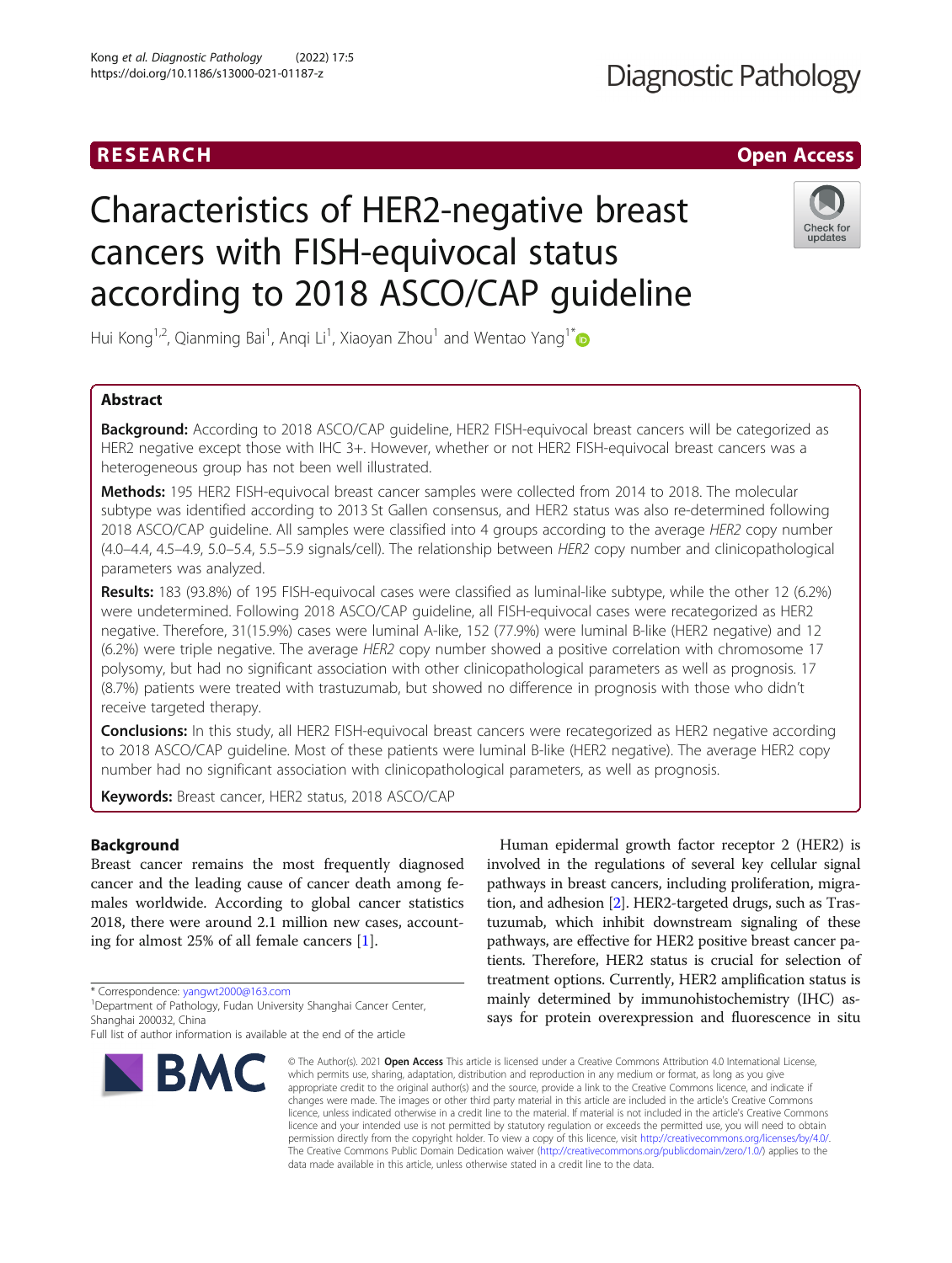RESEARCH

Open Access

# Characteristics of HER2-negative breast cancers with FISH-equivocal status according to 2018 ASCO/CAP guideline

Hui Kong[1,2], Qianming Bai[1], Anqi Li[1], Xiaoyan Zhou[1] and Wentao Yang[1*]

## Abstract

**Background:** According to 2018 ASCO/CAP guideline, HER2 FISH-equivocal breast cancers will be categorized as HER2 negative except those with IHC 3+. However, whether or not HER2 FISH-equivocal breast cancers was a heterogeneous group has not been well illustrated.

**Methods:** 195 HER2 FISH-equivocal breast cancer samples were collected from 2014 to 2018. The molecular subtype was identified according to 2013 St Gallen consensus, and HER2 status was also re-determined following 2018 ASCO/CAP guideline. All samples were classified into 4 groups according to the average *HER2* copy number (4.0–4.4, 4.5–4.9, 5.0–5.4, 5.5–5.9 signals/cell). The relationship between *HER2* copy number and clinicopathological parameters was analyzed.

**Results:** 183 (93.8%) of 195 FISH-equivocal cases were classified as luminal-like subtype, while the other 12 (6.2%) were undetermined. Following 2018 ASCO/CAP guideline, all FISH-equivocal cases were recategorized as HER2 negative. Therefore, 31(15.9%) cases were luminal A-like, 152 (77.9%) were luminal B-like (HER2 negative) and 12 (6.2%) were triple negative. The average *HER2* copy number showed a positive correlation with chromosome 17 polysomy, but had no significant association with other clinicopathological parameters as well as prognosis. 17 (8.7%) patients were treated with trastuzumab, but showed no difference in prognosis with those who didn't receive targeted therapy.

**Conclusions:** In this study, all HER2 FISH-equivocal breast cancers were recategorized as HER2 negative according to 2018 ASCO/CAP guideline. Most of these patients were luminal B-like (HER2 negative). The average HER2 copy number had no significant association with clinicopathological parameters, as well as prognosis.

**Keywords:** Breast cancer, HER2 status, 2018 ASCO/CAP

## Background

Breast cancer remains the most frequently diagnosed cancer and the leading cause of cancer death among females worldwide. According to global cancer statistics 2018, there were around 2.1 million new cases, accounting for almost 25% of all female cancers [1].

Human epidermal growth factor receptor 2 (HER2) is involved in the regulations of several key cellular signal pathways in breast cancers, including proliferation, migration, and adhesion [2]. HER2-targeted drugs, such as Trastuzumab, which inhibit downstream signaling of these pathways, are effective for HER2 positive breast cancer patients. Therefore, HER2 status is crucial for selection of treatment options. Currently, HER2 amplification status is mainly determined by immunohistochemistry (IHC) assays for protein overexpression and fluorescence in situ

\* Correspondence: yangwt2000@163.com
[1]Department of Pathology, Fudan University Shanghai Cancer Center, Shanghai 200032, China
Full list of author information is available at the end of the article

© The Author(s). 2021 **Open Access** This article is licensed under a Creative Commons Attribution 4.0 International License, which permits use, sharing, adaptation, distribution and reproduction in any medium or format, as long as you give appropriate credit to the original author(s) and the source, provide a link to the Creative Commons licence, and indicate if changes were made. The images or other third party material in this article are included in the article's Creative Commons licence, unless indicated otherwise in a credit line to the material. If material is not included in the article's Creative Commons licence and your intended use is not permitted by statutory regulation or exceeds the permitted use, you will need to obtain permission directly from the copyright holder. To view a copy of this licence, visit http://creativecommons.org/licenses/by/4.0/. The Creative Commons Public Domain Dedication waiver (http://creativecommons.org/publicdomain/zero/1.0/) applies to the data made available in this article, unless otherwise stated in a credit line to the data.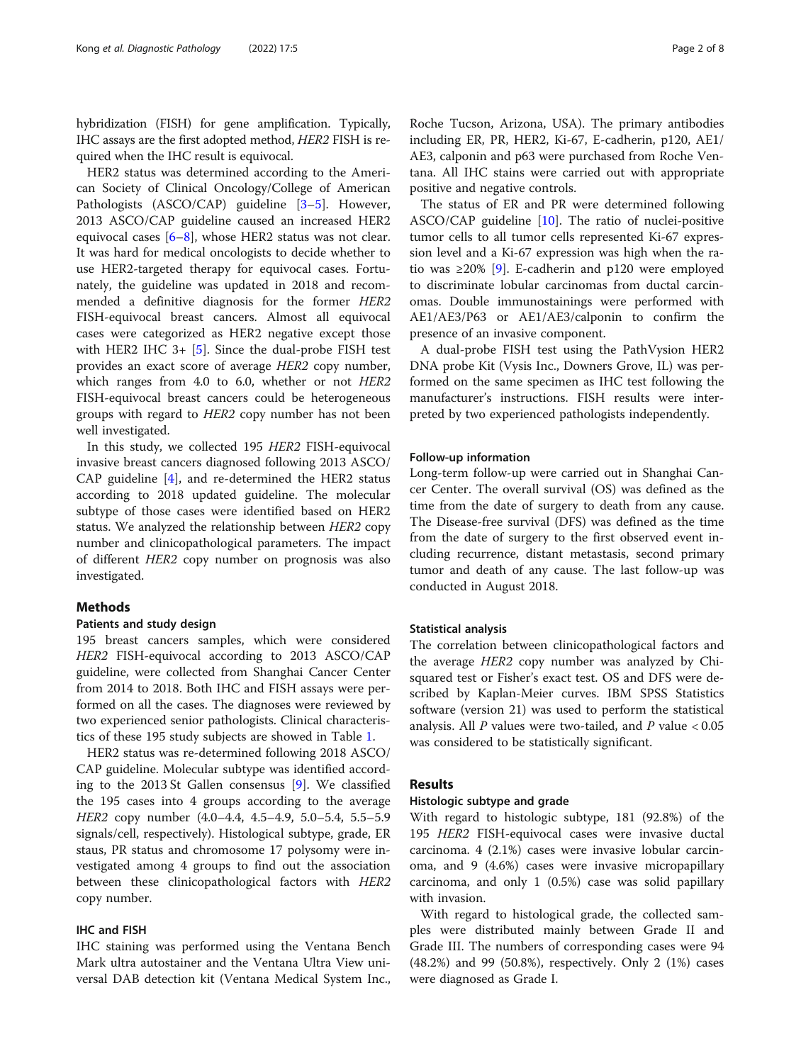hybridization (FISH) for gene amplification. Typically, IHC assays are the first adopted method, *HER2* FISH is required when the IHC result is equivocal.

HER2 status was determined according to the American Society of Clinical Oncology/College of American Pathologists (ASCO/CAP) guideline [3–5]. However, 2013 ASCO/CAP guideline caused an increased HER2 equivocal cases [6–8], whose HER2 status was not clear. It was hard for medical oncologists to decide whether to use HER2-targeted therapy for equivocal cases. Fortunately, the guideline was updated in 2018 and recommended a definitive diagnosis for the former *HER2* FISH-equivocal breast cancers. Almost all equivocal cases were categorized as HER2 negative except those with HER2 IHC 3+ [5]. Since the dual-probe FISH test provides an exact score of average *HER2* copy number, which ranges from 4.0 to 6.0, whether or not *HER2* FISH-equivocal breast cancers could be heterogeneous groups with regard to *HER2* copy number has not been well investigated.

In this study, we collected 195 *HER2* FISH-equivocal invasive breast cancers diagnosed following 2013 ASCO/CAP guideline [4], and re-determined the HER2 status according to 2018 updated guideline. The molecular subtype of those cases were identified based on HER2 status. We analyzed the relationship between *HER2* copy number and clinicopathological parameters. The impact of different *HER2* copy number on prognosis was also investigated.

## Methods

### Patients and study design

195 breast cancers samples, which were considered *HER2* FISH-equivocal according to 2013 ASCO/CAP guideline, were collected from Shanghai Cancer Center from 2014 to 2018. Both IHC and FISH assays were performed on all the cases. The diagnoses were reviewed by two experienced senior pathologists. Clinical characteristics of these 195 study subjects are showed in Table 1.

HER2 status was re-determined following 2018 ASCO/CAP guideline. Molecular subtype was identified according to the 2013 St Gallen consensus [9]. We classified the 195 cases into 4 groups according to the average *HER2* copy number (4.0–4.4, 4.5–4.9, 5.0–5.4, 5.5–5.9 signals/cell, respectively). Histological subtype, grade, ER staus, PR status and chromosome 17 polysomy were investigated among 4 groups to find out the association between these clinicopathological factors with *HER2* copy number.

### IHC and FISH

IHC staining was performed using the Ventana Bench Mark ultra autostainer and the Ventana Ultra View universal DAB detection kit (Ventana Medical System Inc., Roche Tucson, Arizona, USA). The primary antibodies including ER, PR, HER2, Ki-67, E-cadherin, p120, AE1/AE3, calponin and p63 were purchased from Roche Ventana. All IHC stains were carried out with appropriate positive and negative controls.

The status of ER and PR were determined following ASCO/CAP guideline [10]. The ratio of nuclei-positive tumor cells to all tumor cells represented Ki-67 expression level and a Ki-67 expression was high when the ratio was ≥20% [9]. E-cadherin and p120 were employed to discriminate lobular carcinomas from ductal carcinomas. Double immunostainings were performed with AE1/AE3/P63 or AE1/AE3/calponin to confirm the presence of an invasive component.

A dual-probe FISH test using the PathVysion HER2 DNA probe Kit (Vysis Inc., Downers Grove, IL) was performed on the same specimen as IHC test following the manufacturer's instructions. FISH results were interpreted by two experienced pathologists independently.

### Follow-up information

Long-term follow-up were carried out in Shanghai Cancer Center. The overall survival (OS) was defined as the time from the date of surgery to death from any cause. The Disease-free survival (DFS) was defined as the time from the date of surgery to the first observed event including recurrence, distant metastasis, second primary tumor and death of any cause. The last follow-up was conducted in August 2018.

### Statistical analysis

The correlation between clinicopathological factors and the average *HER2* copy number was analyzed by Chi-squared test or Fisher's exact test. OS and DFS were described by Kaplan-Meier curves. IBM SPSS Statistics software (version 21) was used to perform the statistical analysis. All $P$ values were two-tailed, and $P$ value $< 0.05$ was considered to be statistically significant.

## Results

### Histologic subtype and grade

With regard to histologic subtype, 181 (92.8%) of the 195 *HER2* FISH-equivocal cases were invasive ductal carcinoma. 4 (2.1%) cases were invasive lobular carcinoma, and 9 (4.6%) cases were invasive micropapillary carcinoma, and only 1 (0.5%) case was solid papillary with invasion.

With regard to histological grade, the collected samples were distributed mainly between Grade II and Grade III. The numbers of corresponding cases were 94 (48.2%) and 99 (50.8%), respectively. Only 2 (1%) cases were diagnosed as Grade I.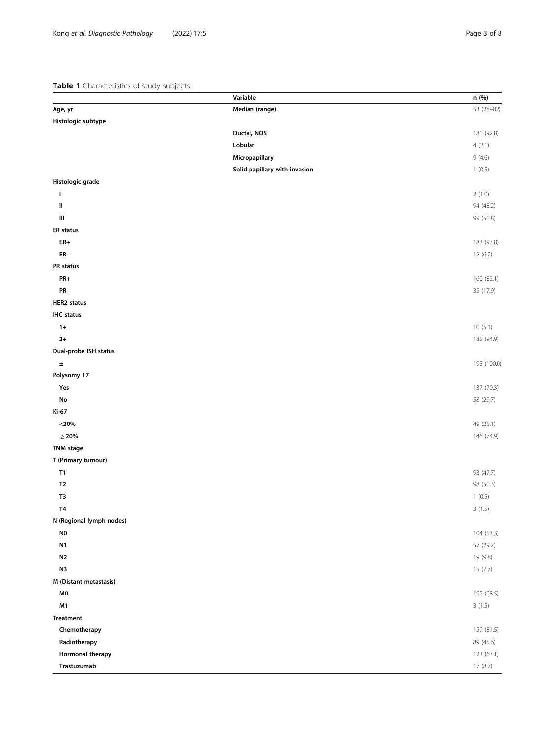**Table 1** Characteristics of study subjects

| | Variable | n (%) |
|---|---|---|
| **Age, yr** | **Median (range)** | 53 (28–82) |
| **Histologic subtype** | | |
| | **Ductal, NOS** | 181 (92.8) |
| | **Lobular** | 4 (2.1) |
| | **Micropapillary** | 9 (4.6) |
| | **Solid papillary with invasion** | 1 (0.5) |
| **Histologic grade** | | |
| **I** | | 2 (1.0) |
| **II** | | 94 (48.2) |
| **III** | | 99 (50.8) |
| **ER status** | | |
| **ER+** | | 183 (93.8) |
| **ER-** | | 12 (6.2) |
| **PR status** | | |
| **PR+** | | 160 (82.1) |
| **PR-** | | 35 (17.9) |
| **HER2 status** | | |
| **IHC status** | | |
| **1+** | | 10 (5.1) |
| **2+** | | 185 (94.9) |
| **Dual-probe ISH status** | | |
| **±** | | 195 (100.0) |
| **Polysomy 17** | | |
| **Yes** | | 137 (70.3) |
| **No** | | 58 (29.7) |
| **Ki-67** | | |
| **<20%** | | 49 (25.1) |
| **≥ 20%** | | 146 (74.9) |
| **TNM stage** | | |
| **T (Primary tumour)** | | |
| **T1** | | 93 (47.7) |
| **T2** | | 98 (50.3) |
| **T3** | | 1 (0.5) |
| **T4** | | 3 (1.5) |
| **N (Regional lymph nodes)** | | |
| **N0** | | 104 (53.3) |
| **N1** | | 57 (29.2) |
| **N2** | | 19 (9.8) |
| **N3** | | 15 (7.7) |
| **M (Distant metastasis)** | | |
| **M0** | | 192 (98.5) |
| **M1** | | 3 (1.5) |
| **Treatment** | | |
| **Chemotherapy** | | 159 (81.5) |
| **Radiotherapy** | | 89 (45.6) |
| **Hormonal therapy** | | 123 (63.1) |
| **Trastuzumab** | | 17 (8.7) |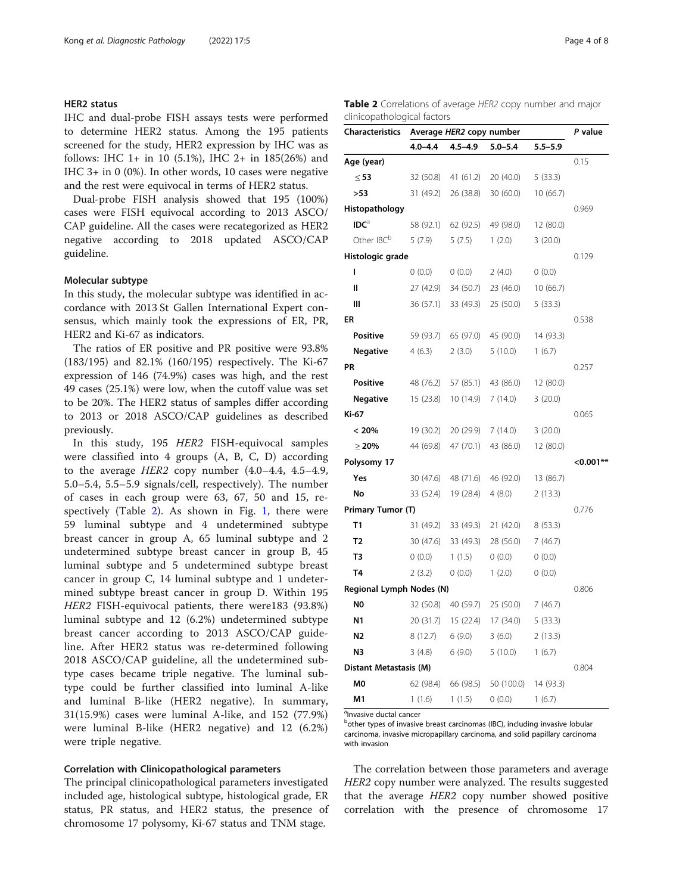### HER2 status

IHC and dual-probe FISH assays tests were performed to determine HER2 status. Among the 195 patients screened for the study, HER2 expression by IHC was as follows: IHC 1+ in 10 (5.1%), IHC 2+ in 185(26%) and IHC 3+ in 0 (0%). In other words, 10 cases were negative and the rest were equivocal in terms of HER2 status.

Dual-probe FISH analysis showed that 195 (100%) cases were FISH equivocal according to 2013 ASCO/CAP guideline. All the cases were recategorized as HER2 negative according to 2018 updated ASCO/CAP guideline.

### Molecular subtype

In this study, the molecular subtype was identified in accordance with 2013 St Gallen International Expert consensus, which mainly took the expressions of ER, PR, HER2 and Ki-67 as indicators.

The ratios of ER positive and PR positive were 93.8% (183/195) and 82.1% (160/195) respectively. The Ki-67 expression of 146 (74.9%) cases was high, and the rest 49 cases (25.1%) were low, when the cutoff value was set to be 20%. The HER2 status of samples differ according to 2013 or 2018 ASCO/CAP guidelines as described previously.

In this study, 195 *HER2* FISH-equivocal samples were classified into 4 groups (A, B, C, D) according to the average *HER2* copy number (4.0–4.4, 4.5–4.9, 5.0–5.4, 5.5–5.9 signals/cell, respectively). The number of cases in each group were 63, 67, 50 and 15, respectively (Table 2). As shown in Fig. 1, there were 59 luminal subtype and 4 undetermined subtype breast cancer in group A, 65 luminal subtype and 2 undetermined subtype breast cancer in group B, 45 luminal subtype and 5 undetermined subtype breast cancer in group C, 14 luminal subtype and 1 undetermined subtype breast cancer in group D. Within 195 *HER2* FISH-equivocal patients, there were183 (93.8%) luminal subtype and 12 (6.2%) undetermined subtype breast cancer according to 2013 ASCO/CAP guideline. After HER2 status was re-determined following 2018 ASCO/CAP guideline, all the undetermined subtype cases became triple negative. The luminal subtype could be further classified into luminal A-like and luminal B-like (HER2 negative). In summary, 31(15.9%) cases were luminal A-like, and 152 (77.9%) were luminal B-like (HER2 negative) and 12 (6.2%) were triple negative.

### Correlation with Clinicopathological parameters

The principal clinicopathological parameters investigated included age, histological subtype, histological grade, ER status, PR status, and HER2 status, the presence of chromosome 17 polysomy, Ki-67 status and TNM stage.

**Table 2** Correlations of average *HER2* copy number and major clinicopathological factors

| Characteristics | Average *HER2* copy number | | | | P value |
|---|---|---|---|---|---|
| | 4.0–4.4 | 4.5–4.9 | 5.0–5.4 | 5.5–5.9 | |
| **Age (year)** | | | | | 0.15 |
| ≤ 53 | 32 (50.8) | 41 (61.2) | 20 (40.0) | 5 (33.3) | |
| >53 | 31 (49.2) | 26 (38.8) | 30 (60.0) | 10 (66.7) | |
| **Histopathology** | | | | | 0.969 |
| IDC[a] | 58 (92.1) | 62 (92.5) | 49 (98.0) | 12 (80.0) | |
| Other IBC[b] | 5 (7.9) | 5 (7.5) | 1 (2.0) | 3 (20.0) | |
| **Histologic grade** | | | | | 0.129 |
| I | 0 (0.0) | 0 (0.0) | 2 (4.0) | 0 (0.0) | |
| II | 27 (42.9) | 34 (50.7) | 23 (46.0) | 10 (66.7) | |
| III | 36 (57.1) | 33 (49.3) | 25 (50.0) | 5 (33.3) | |
| **ER** | | | | | 0.538 |
| Positive | 59 (93.7) | 65 (97.0) | 45 (90.0) | 14 (93.3) | |
| Negative | 4 (6.3) | 2 (3.0) | 5 (10.0) | 1 (6.7) | |
| **PR** | | | | | 0.257 |
| Positive | 48 (76.2) | 57 (85.1) | 43 (86.0) | 12 (80.0) | |
| Negative | 15 (23.8) | 10 (14.9) | 7 (14.0) | 3 (20.0) | |
| **Ki-67** | | | | | 0.065 |
| < 20% | 19 (30.2) | 20 (29.9) | 7 (14.0) | 3 (20.0) | |
| ≥ 20% | 44 (69.8) | 47 (70.1) | 43 (86.0) | 12 (80.0) | |
| **Polysomy 17** | | | | | <0.001** |
| Yes | 30 (47.6) | 48 (71.6) | 46 (92.0) | 13 (86.7) | |
| No | 33 (52.4) | 19 (28.4) | 4 (8.0) | 2 (13.3) | |
| **Primary Tumor (T)** | | | | | 0.776 |
| T1 | 31 (49.2) | 33 (49.3) | 21 (42.0) | 8 (53.3) | |
| T2 | 30 (47.6) | 33 (49.3) | 28 (56.0) | 7 (46.7) | |
| T3 | 0 (0.0) | 1 (1.5) | 0 (0.0) | 0 (0.0) | |
| T4 | 2 (3.2) | 0 (0.0) | 1 (2.0) | 0 (0.0) | |
| **Regional Lymph Nodes (N)** | | | | | 0.806 |
| N0 | 32 (50.8) | 40 (59.7) | 25 (50.0) | 7 (46.7) | |
| N1 | 20 (31.7) | 15 (22.4) | 17 (34.0) | 5 (33.3) | |
| N2 | 8 (12.7) | 6 (9.0) | 3 (6.0) | 2 (13.3) | |
| N3 | 3 (4.8) | 6 (9.0) | 5 (10.0) | 1 (6.7) | |
| **Distant Metastasis (M)** | | | | | 0.804 |
| M0 | 62 (98.4) | 66 (98.5) | 50 (100.0) | 14 (93.3) | |
| M1 | 1 (1.6) | 1 (1.5) | 0 (0.0) | 1 (6.7) | |

[a]Invasive ductal cancer
[b]other types of invasive breast carcinomas (IBC), including invasive lobular carcinoma, invasive micropapillary carcinoma, and solid papillary carcinoma with invasion

The correlation between those parameters and average *HER2* copy number were analyzed. The results suggested that the average *HER2* copy number showed positive correlation with the presence of chromosome 17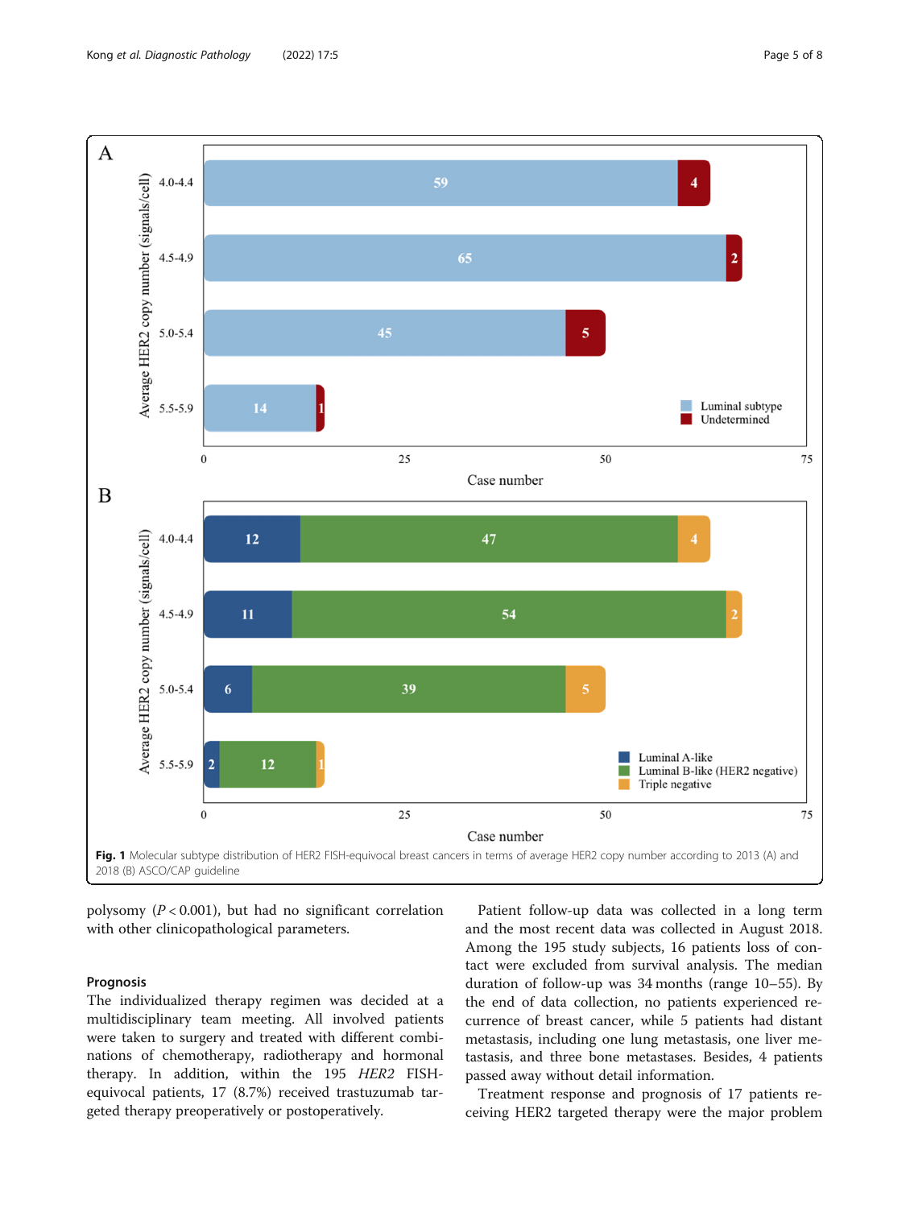Fig. 1 Molecular subtype distribution of HER2 FISH-equivocal breast cancers in terms of average HER2 copy number according to 2013 (A) and 2018 (B) ASCO/CAP guideline

polysomy ($P < 0.001$), but had no significant correlation with other clinicopathological parameters.

### Prognosis

The individualized therapy regimen was decided at a multidisciplinary team meeting. All involved patients were taken to surgery and treated with different combinations of chemotherapy, radiotherapy and hormonal therapy. In addition, within the 195 *HER2* FISH-equivocal patients, 17 (8.7%) received trastuzumab targeted therapy preoperatively or postoperatively.

Patient follow-up data was collected in a long term and the most recent data was collected in August 2018. Among the 195 study subjects, 16 patients loss of contact were excluded from survival analysis. The median duration of follow-up was 34 months (range 10–55). By the end of data collection, no patients experienced recurrence of breast cancer, while 5 patients had distant metastasis, including one lung metastasis, one liver metastasis, and three bone metastases. Besides, 4 patients passed away without detail information.

Treatment response and prognosis of 17 patients receiving HER2 targeted therapy were the major problem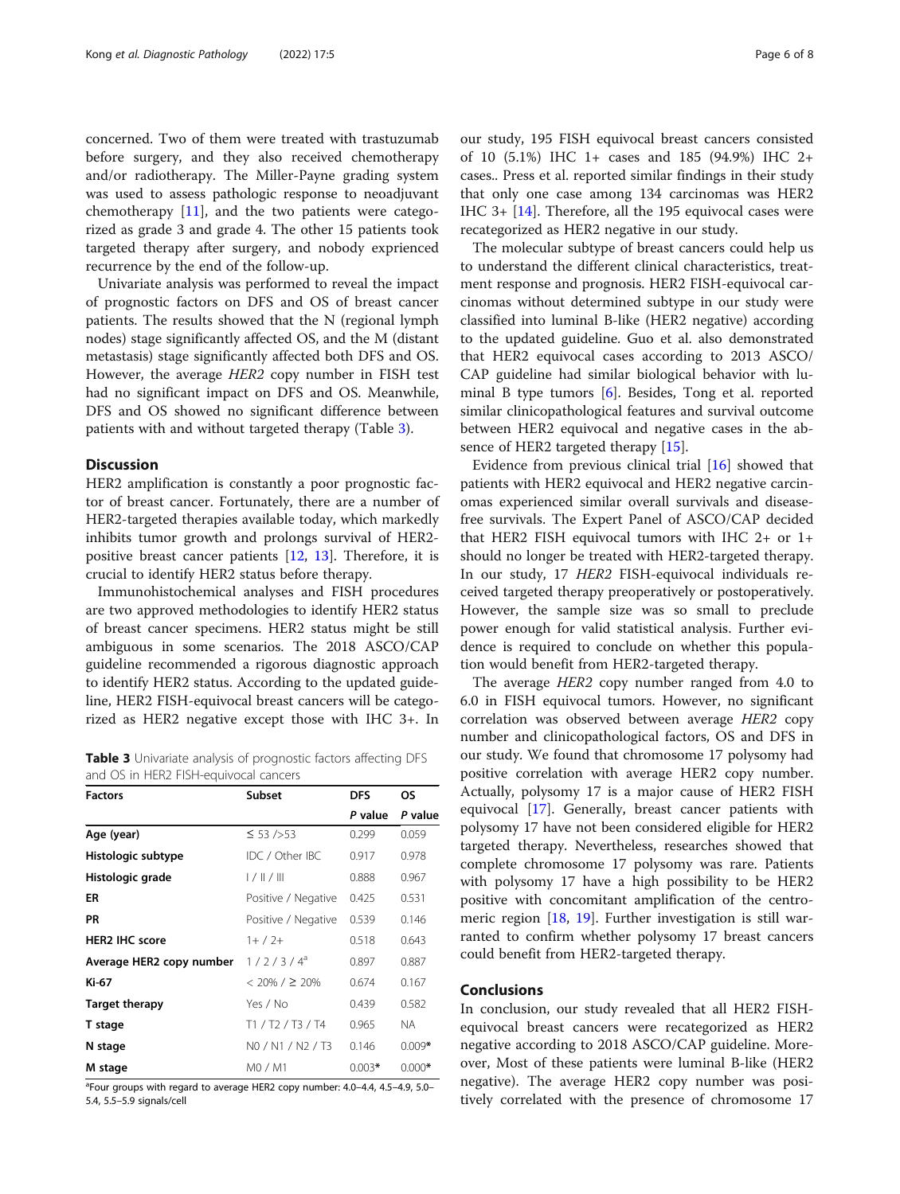concerned. Two of them were treated with trastuzumab before surgery, and they also received chemotherapy and/or radiotherapy. The Miller-Payne grading system was used to assess pathologic response to neoadjuvant chemotherapy [11], and the two patients were categorized as grade 3 and grade 4. The other 15 patients took targeted therapy after surgery, and nobody exprienced recurrence by the end of the follow-up.

Univariate analysis was performed to reveal the impact of prognostic factors on DFS and OS of breast cancer patients. The results showed that the N (regional lymph nodes) stage significantly affected OS, and the M (distant metastasis) stage significantly affected both DFS and OS. However, the average *HER2* copy number in FISH test had no significant impact on DFS and OS. Meanwhile, DFS and OS showed no significant difference between patients with and without targeted therapy (Table 3).

**Table 3** Univariate analysis of prognostic factors affecting DFS and OS in HER2 FISH-equivocal cancers

| Factors | Subset | DFS | OS |
|---|---|---|---|
| | | *P* value | *P* value |
| **Age (year)** | ≤ 53 />53 | 0.299 | 0.059 |
| **Histologic subtype** | IDC / Other IBC | 0.917 | 0.978 |
| **Histologic grade** | I / II / III | 0.888 | 0.967 |
| **ER** | Positive / Negative | 0.425 | 0.531 |
| **PR** | Positive / Negative | 0.539 | 0.146 |
| **HER2 IHC score** | 1+ / 2+ | 0.518 | 0.643 |
| **Average HER2 copy number** | 1 / 2 / 3 / 4[a] | 0.897 | 0.887 |
| **Ki-67** | < 20% / ≥ 20% | 0.674 | 0.167 |
| **Target therapy** | Yes / No | 0.439 | 0.582 |
| **T stage** | T1 / T2 / T3 / T4 | 0.965 | NA |
| **N stage** | N0 / N1 / N2 / T3 | 0.146 | 0.009* |
| **M stage** | M0 / M1 | 0.003* | 0.000* |

[a]Four groups with regard to average HER2 copy number: 4.0–4.4, 4.5–4.9, 5.0–5.4, 5.5–5.9 signals/cell

## Discussion

HER2 amplification is constantly a poor prognostic factor of breast cancer. Fortunately, there are a number of HER2-targeted therapies available today, which markedly inhibits tumor growth and prolongs survival of HER2-positive breast cancer patients [12, 13]. Therefore, it is crucial to identify HER2 status before therapy.

Immunohistochemical analyses and FISH procedures are two approved methodologies to identify HER2 status of breast cancer specimens. HER2 status might be still ambiguous in some scenarios. The 2018 ASCO/CAP guideline recommended a rigorous diagnostic approach to identify HER2 status. According to the updated guideline, HER2 FISH-equivocal breast cancers will be categorized as HER2 negative except those with IHC 3+. In our study, 195 FISH equivocal breast cancers consisted of 10 (5.1%) IHC 1+ cases and 185 (94.9%) IHC 2+ cases.. Press et al. reported similar findings in their study that only one case among 134 carcinomas was HER2 IHC 3+ [14]. Therefore, all the 195 equivocal cases were recategorized as HER2 negative in our study.

The molecular subtype of breast cancers could help us to understand the different clinical characteristics, treatment response and prognosis. HER2 FISH-equivocal carcinomas without determined subtype in our study were classified into luminal B-like (HER2 negative) according to the updated guideline. Guo et al. also demonstrated that HER2 equivocal cases according to 2013 ASCO/CAP guideline had similar biological behavior with luminal B type tumors [6]. Besides, Tong et al. reported similar clinicopathological features and survival outcome between HER2 equivocal and negative cases in the absence of HER2 targeted therapy [15].

Evidence from previous clinical trial [16] showed that patients with HER2 equivocal and HER2 negative carcinomas experienced similar overall survivals and disease-free survivals. The Expert Panel of ASCO/CAP decided that HER2 FISH equivocal tumors with IHC 2+ or 1+ should no longer be treated with HER2-targeted therapy. In our study, 17 *HER2* FISH-equivocal individuals received targeted therapy preoperatively or postoperatively. However, the sample size was so small to preclude power enough for valid statistical analysis. Further evidence is required to conclude on whether this population would benefit from HER2-targeted therapy.

The average *HER2* copy number ranged from 4.0 to 6.0 in FISH equivocal tumors. However, no significant correlation was observed between average *HER2* copy number and clinicopathological factors, OS and DFS in our study. We found that chromosome 17 polysomy had positive correlation with average HER2 copy number. Actually, polysomy 17 is a major cause of HER2 FISH equivocal [17]. Generally, breast cancer patients with polysomy 17 have not been considered eligible for HER2 targeted therapy. Nevertheless, researches showed that complete chromosome 17 polysomy was rare. Patients with polysomy 17 have a high possibility to be HER2 positive with concomitant amplification of the centromeric region [18, 19]. Further investigation is still warranted to confirm whether polysomy 17 breast cancers could benefit from HER2-targeted therapy.

## Conclusions

In conclusion, our study revealed that all HER2 FISH-equivocal breast cancers were recategorized as HER2 negative according to 2018 ASCO/CAP guideline. Moreover, Most of these patients were luminal B-like (HER2 negative). The average HER2 copy number was positively correlated with the presence of chromosome 17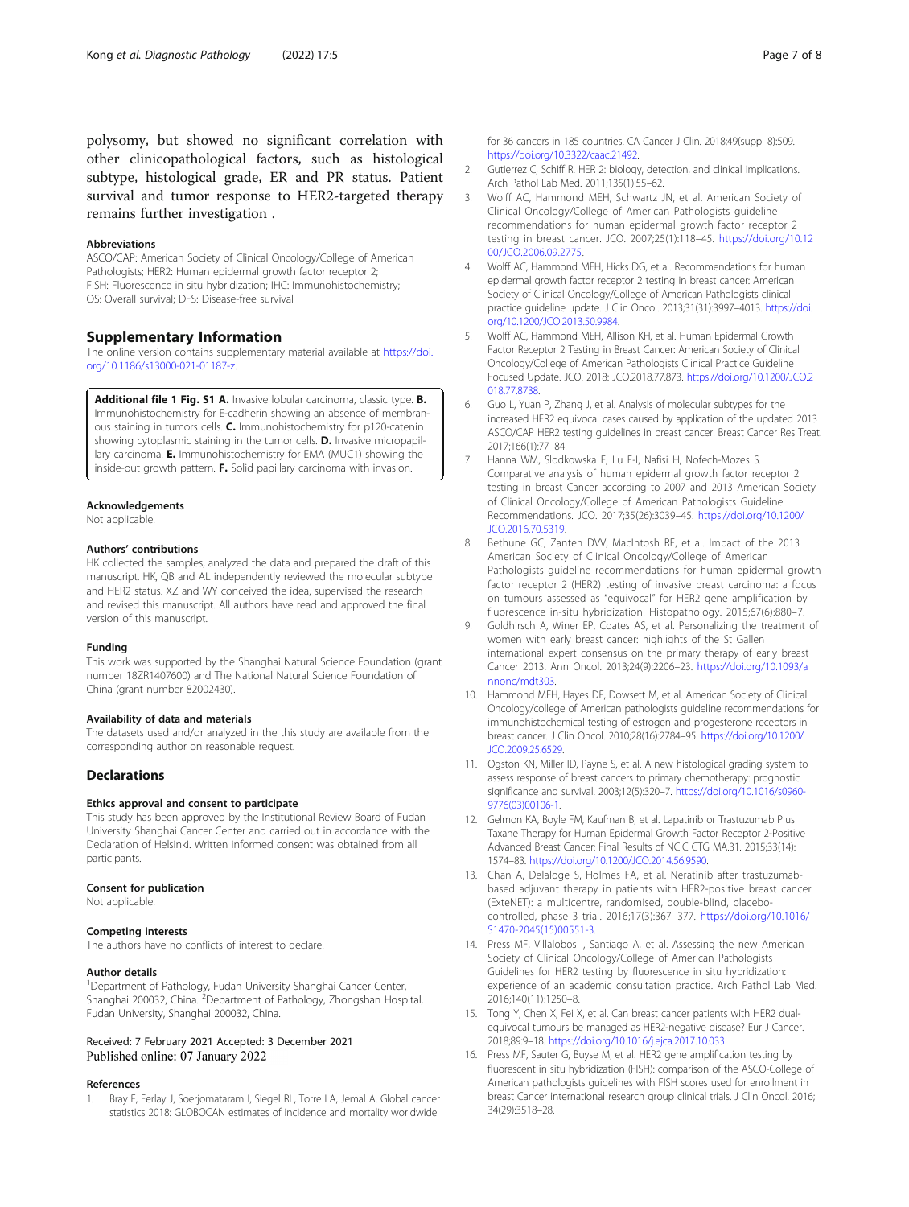polysomy, but showed no significant correlation with other clinicopathological factors, such as histological subtype, histological grade, ER and PR status. Patient survival and tumor response to HER2-targeted therapy remains further investigation .

#### Abbreviations

ASCO/CAP: American Society of Clinical Oncology/College of American Pathologists; HER2: Human epidermal growth factor receptor 2; FISH: Fluorescence in situ hybridization; IHC: Immunohistochemistry; OS: Overall survival; DFS: Disease-free survival

## Supplementary Information

The online version contains supplementary material available at https://doi.org/10.1186/s13000-021-01187-z.

**Additional file 1 Fig. S1 A.** Invasive lobular carcinoma, classic type. **B.** Immunohistochemistry for E-cadherin showing an absence of membranous staining in tumors cells. **C.** Immunohistochemistry for p120-catenin showing cytoplasmic staining in the tumor cells. **D.** Invasive micropapillary carcinoma. **E.** Immunohistochemistry for EMA (MUC1) showing the inside-out growth pattern. **F.** Solid papillary carcinoma with invasion.

#### Acknowledgements

Not applicable.

#### Authors' contributions

HK collected the samples, analyzed the data and prepared the draft of this manuscript. HK, QB and AL independently reviewed the molecular subtype and HER2 status. XZ and WY conceived the idea, supervised the research and revised this manuscript. All authors have read and approved the final version of this manuscript.

#### Funding

This work was supported by the Shanghai Natural Science Foundation (grant number 18ZR1407600) and The National Natural Science Foundation of China (grant number 82002430).

#### Availability of data and materials

The datasets used and/or analyzed in the this study are available from the corresponding author on reasonable request.

## Declarations

#### Ethics approval and consent to participate

This study has been approved by the Institutional Review Board of Fudan University Shanghai Cancer Center and carried out in accordance with the Declaration of Helsinki. Written informed consent was obtained from all participants.

#### Consent for publication

Not applicable.

#### Competing interests

The authors have no conflicts of interest to declare.

#### Author details

[1]Department of Pathology, Fudan University Shanghai Cancer Center, Shanghai 200032, China. [2]Department of Pathology, Zhongshan Hospital, Fudan University, Shanghai 200032, China.

Received: 7 February 2021 Accepted: 3 December 2021
Published online: 07 January 2022

#### References

1. Bray F, Ferlay J, Soerjomataram I, Siegel RL, Torre LA, Jemal A. Global cancer statistics 2018: GLOBOCAN estimates of incidence and mortality worldwide for 36 cancers in 185 countries. CA Cancer J Clin. 2018;49(suppl 8):509. https://doi.org/10.3322/caac.21492.
2. Gutierrez C, Schiff R. HER 2: biology, detection, and clinical implications. Arch Pathol Lab Med. 2011;135(1):55–62.
3. Wolff AC, Hammond MEH, Schwartz JN, et al. American Society of Clinical Oncology/College of American Pathologists guideline recommendations for human epidermal growth factor receptor 2 testing in breast cancer. JCO. 2007;25(1):118–45. https://doi.org/10.1200/JCO.2006.09.2775.
4. Wolff AC, Hammond MEH, Hicks DG, et al. Recommendations for human epidermal growth factor receptor 2 testing in breast cancer: American Society of Clinical Oncology/College of American Pathologists clinical practice guideline update. J Clin Oncol. 2013;31(31):3997–4013. https://doi.org/10.1200/JCO.2013.50.9984.
5. Wolff AC, Hammond MEH, Allison KH, et al. Human Epidermal Growth Factor Receptor 2 Testing in Breast Cancer: American Society of Clinical Oncology/College of American Pathologists Clinical Practice Guideline Focused Update. JCO. 2018: JCO.2018.77.873. https://doi.org/10.1200/JCO.2018.77.8738.
6. Guo L, Yuan P, Zhang J, et al. Analysis of molecular subtypes for the increased HER2 equivocal cases caused by application of the updated 2013 ASCO/CAP HER2 testing guidelines in breast cancer. Breast Cancer Res Treat. 2017;166(1):77–84.
7. Hanna WM, Slodkowska E, Lu F-I, Nafisi H, Nofech-Mozes S. Comparative analysis of human epidermal growth factor receptor 2 testing in breast Cancer according to 2007 and 2013 American Society of Clinical Oncology/College of American Pathologists Guideline Recommendations. JCO. 2017;35(26):3039–45. https://doi.org/10.1200/JCO.2016.70.5319.
8. Bethune GC, Zanten DVV, MacIntosh RF, et al. Impact of the 2013 American Society of Clinical Oncology/College of American Pathologists guideline recommendations for human epidermal growth factor receptor 2 (HER2) testing of invasive breast carcinoma: a focus on tumours assessed as "equivocal" for HER2 gene amplification by fluorescence in-situ hybridization. Histopathology. 2015;67(6):880–7.
9. Goldhirsch A, Winer EP, Coates AS, et al. Personalizing the treatment of women with early breast cancer: highlights of the St Gallen international expert consensus on the primary therapy of early breast Cancer 2013. Ann Oncol. 2013;24(9):2206–23. https://doi.org/10.1093/annonc/mdt303.
10. Hammond MEH, Hayes DF, Dowsett M, et al. American Society of Clinical Oncology/college of American pathologists guideline recommendations for immunohistochemical testing of estrogen and progesterone receptors in breast cancer. J Clin Oncol. 2010;28(16):2784–95. https://doi.org/10.1200/JCO.2009.25.6529.
11. Ogston KN, Miller ID, Payne S, et al. A new histological grading system to assess response of breast cancers to primary chemotherapy: prognostic significance and survival. 2003;12(5):320–7. https://doi.org/10.1016/s0960-9776(03)00106-1.
12. Gelmon KA, Boyle FM, Kaufman B, et al. Lapatinib or Trastuzumab Plus Taxane Therapy for Human Epidermal Growth Factor Receptor 2-Positive Advanced Breast Cancer: Final Results of NCIC CTG MA.31. 2015;33(14):1574–83. https://doi.org/10.1200/JCO.2014.56.9590.
13. Chan A, Delaloge S, Holmes FA, et al. Neratinib after trastuzumab-based adjuvant therapy in patients with HER2-positive breast cancer (ExteNET): a multicentre, randomised, double-blind, placebo-controlled, phase 3 trial. 2016;17(3):367–377. https://doi.org/10.1016/S1470-2045(15)00551-3.
14. Press MF, Villalobos I, Santiago A, et al. Assessing the new American Society of Clinical Oncology/College of American Pathologists Guidelines for HER2 testing by fluorescence in situ hybridization: experience of an academic consultation practice. Arch Pathol Lab Med. 2016;140(11):1250–8.
15. Tong Y, Chen X, Fei X, et al. Can breast cancer patients with HER2 dual-equivocal tumours be managed as HER2-negative disease? Eur J Cancer. 2018;89:9–18. https://doi.org/10.1016/j.ejca.2017.10.033.
16. Press MF, Sauter G, Buyse M, et al. HER2 gene amplification testing by fluorescent in situ hybridization (FISH): comparison of the ASCO-College of American pathologists guidelines with FISH scores used for enrollment in breast Cancer international research group clinical trials. J Clin Oncol. 2016;34(29):3518–28.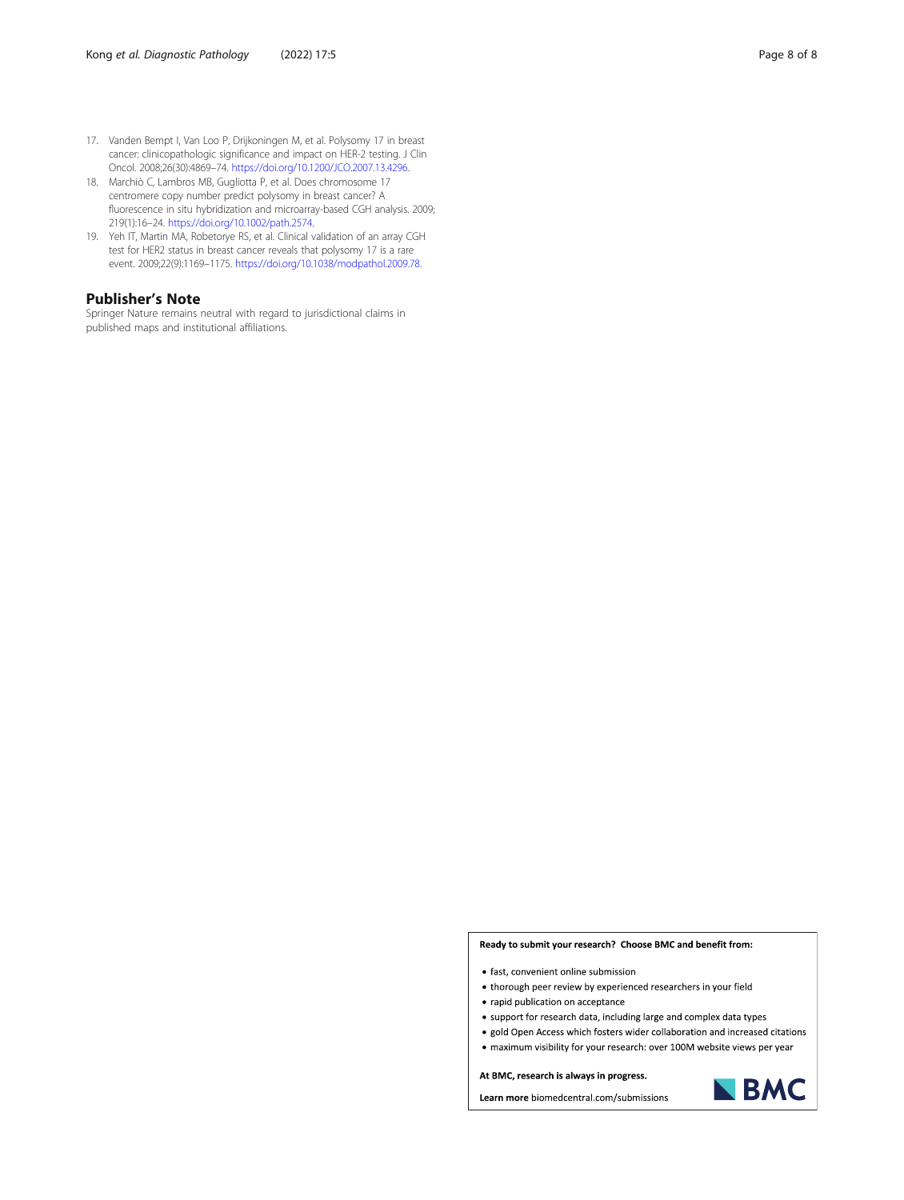17. Vanden Bempt I, Van Loo P, Drijkoningen M, et al. Polysomy 17 in breast cancer: clinicopathologic significance and impact on HER-2 testing. J Clin Oncol. 2008;26(30):4869–74. https://doi.org/10.1200/JCO.2007.13.4296.
18. Marchiò C, Lambros MB, Gugliotta P, et al. Does chromosome 17 centromere copy number predict polysomy in breast cancer? A fluorescence in situ hybridization and microarray-based CGH analysis. 2009; 219(1):16–24. https://doi.org/10.1002/path.2574.
19. Yeh IT, Martin MA, Robetorye RS, et al. Clinical validation of an array CGH test for HER2 status in breast cancer reveals that polysomy 17 is a rare event. 2009;22(9):1169–1175. https://doi.org/10.1038/modpathol.2009.78.

## Publisher's Note

Springer Nature remains neutral with regard to jurisdictional claims in published maps and institutional affiliations.

**Ready to submit your research? Choose BMC and benefit from:**

- fast, convenient online submission
- thorough peer review by experienced researchers in your field
- rapid publication on acceptance
- support for research data, including large and complex data types
- gold Open Access which fosters wider collaboration and increased citations
- maximum visibility for your research: over 100M website views per year

**At BMC, research is always in progress.**

**Learn more** biomedcentral.com/submissions

BMC